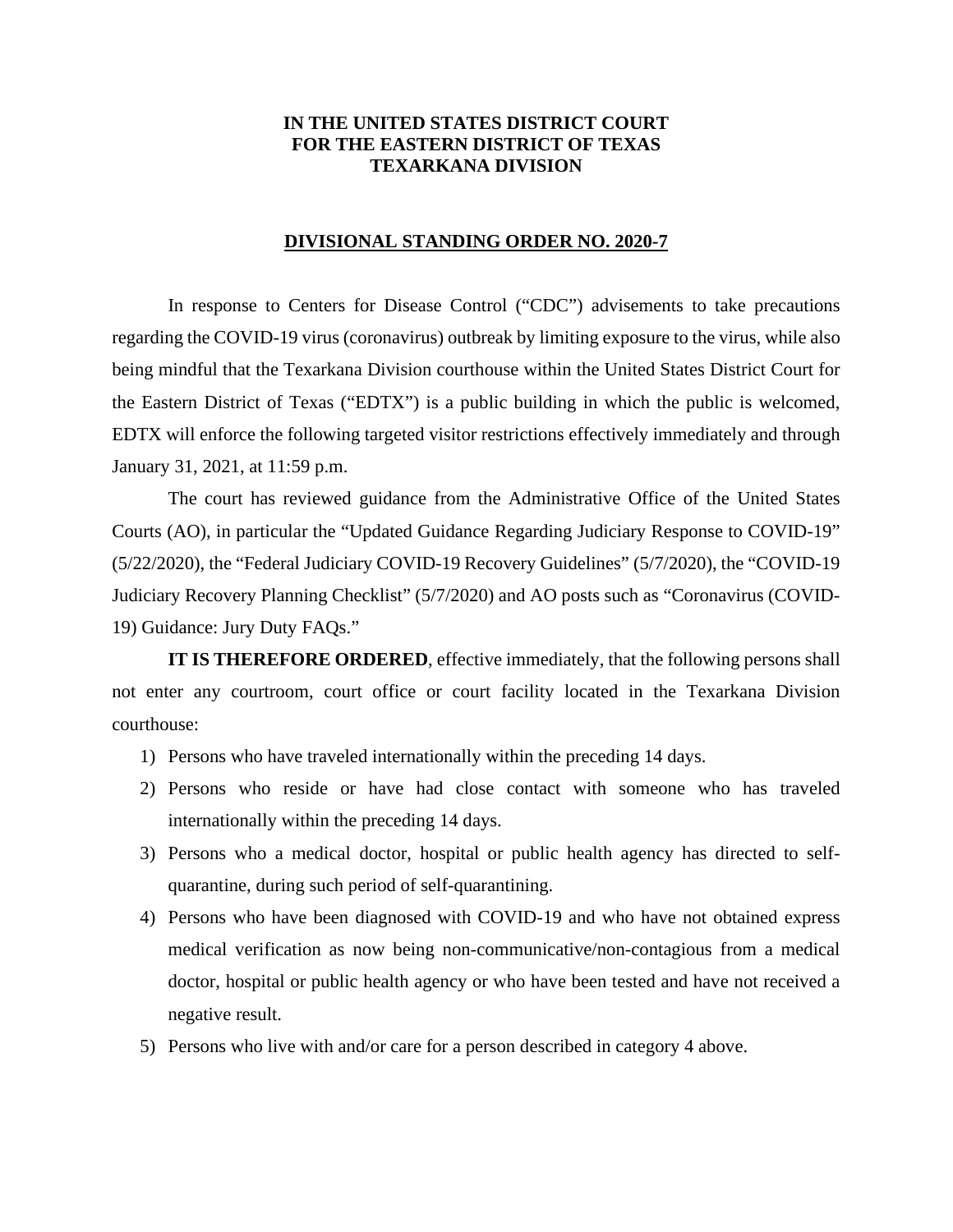**IN THE UNITED STATES DISTRICT COURT**
**FOR THE EASTERN DISTRICT OF TEXAS**
**TEXARKANA DIVISION**

**DIVISIONAL STANDING ORDER NO. 2020-7**

In response to Centers for Disease Control ("CDC") advisements to take precautions regarding the COVID-19 virus (coronavirus) outbreak by limiting exposure to the virus, while also being mindful that the Texarkana Division courthouse within the United States District Court for the Eastern District of Texas ("EDTX") is a public building in which the public is welcomed, EDTX will enforce the following targeted visitor restrictions effectively immediately and through January 31, 2021, at 11:59 p.m.

The court has reviewed guidance from the Administrative Office of the United States Courts (AO), in particular the "Updated Guidance Regarding Judiciary Response to COVID-19" (5/22/2020), the "Federal Judiciary COVID-19 Recovery Guidelines" (5/7/2020), the "COVID-19 Judiciary Recovery Planning Checklist" (5/7/2020) and AO posts such as "Coronavirus (COVID-19) Guidance: Jury Duty FAQs."

**IT IS THEREFORE ORDERED**, effective immediately, that the following persons shall not enter any courtroom, court office or court facility located in the Texarkana Division courthouse:

1) Persons who have traveled internationally within the preceding 14 days.
2) Persons who reside or have had close contact with someone who has traveled internationally within the preceding 14 days.
3) Persons who a medical doctor, hospital or public health agency has directed to self-quarantine, during such period of self-quarantining.
4) Persons who have been diagnosed with COVID-19 and who have not obtained express medical verification as now being non-communicative/non-contagious from a medical doctor, hospital or public health agency or who have been tested and have not received a negative result.
5) Persons who live with and/or care for a person described in category 4 above.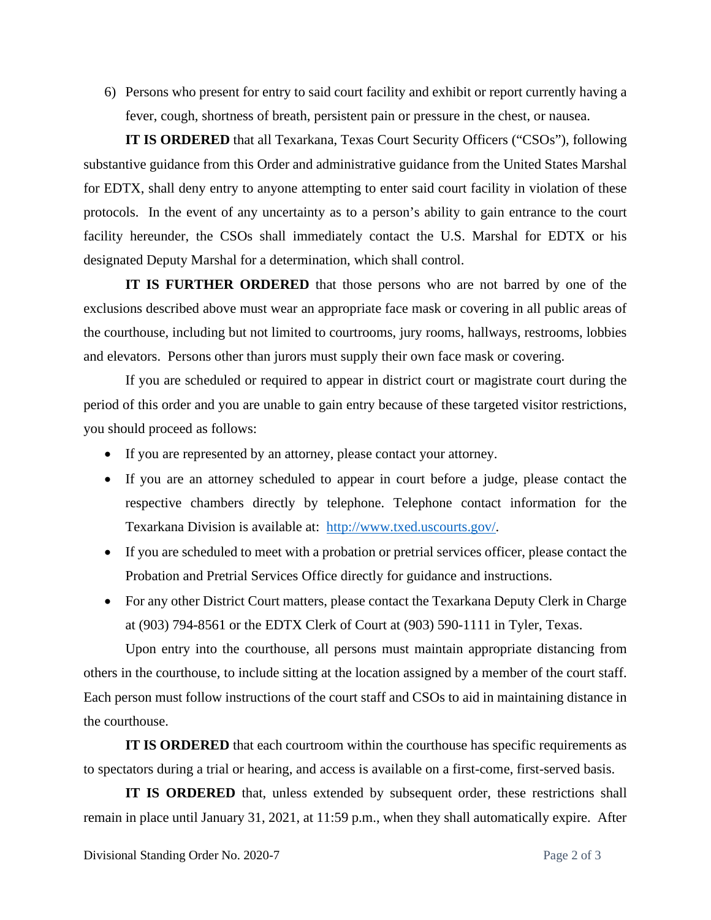6) Persons who present for entry to said court facility and exhibit or report currently having a fever, cough, shortness of breath, persistent pain or pressure in the chest, or nausea.

**IT IS ORDERED** that all Texarkana, Texas Court Security Officers ("CSOs"), following substantive guidance from this Order and administrative guidance from the United States Marshal for EDTX, shall deny entry to anyone attempting to enter said court facility in violation of these protocols. In the event of any uncertainty as to a person's ability to gain entrance to the court facility hereunder, the CSOs shall immediately contact the U.S. Marshal for EDTX or his designated Deputy Marshal for a determination, which shall control.

**IT IS FURTHER ORDERED** that those persons who are not barred by one of the exclusions described above must wear an appropriate face mask or covering in all public areas of the courthouse, including but not limited to courtrooms, jury rooms, hallways, restrooms, lobbies and elevators. Persons other than jurors must supply their own face mask or covering.

If you are scheduled or required to appear in district court or magistrate court during the period of this order and you are unable to gain entry because of these targeted visitor restrictions, you should proceed as follows:

- If you are represented by an attorney, please contact your attorney.
- If you are an attorney scheduled to appear in court before a judge, please contact the respective chambers directly by telephone. Telephone contact information for the Texarkana Division is available at: [http://www.txed.uscourts.gov/](http://www.txed.uscourts.gov/).
- If you are scheduled to meet with a probation or pretrial services officer, please contact the Probation and Pretrial Services Office directly for guidance and instructions.
- For any other District Court matters, please contact the Texarkana Deputy Clerk in Charge at (903) 794-8561 or the EDTX Clerk of Court at (903) 590-1111 in Tyler, Texas.

Upon entry into the courthouse, all persons must maintain appropriate distancing from others in the courthouse, to include sitting at the location assigned by a member of the court staff. Each person must follow instructions of the court staff and CSOs to aid in maintaining distance in the courthouse.

**IT IS ORDERED** that each courtroom within the courthouse has specific requirements as to spectators during a trial or hearing, and access is available on a first-come, first-served basis.

**IT IS ORDERED** that, unless extended by subsequent order, these restrictions shall remain in place until January 31, 2021, at 11:59 p.m., when they shall automatically expire. After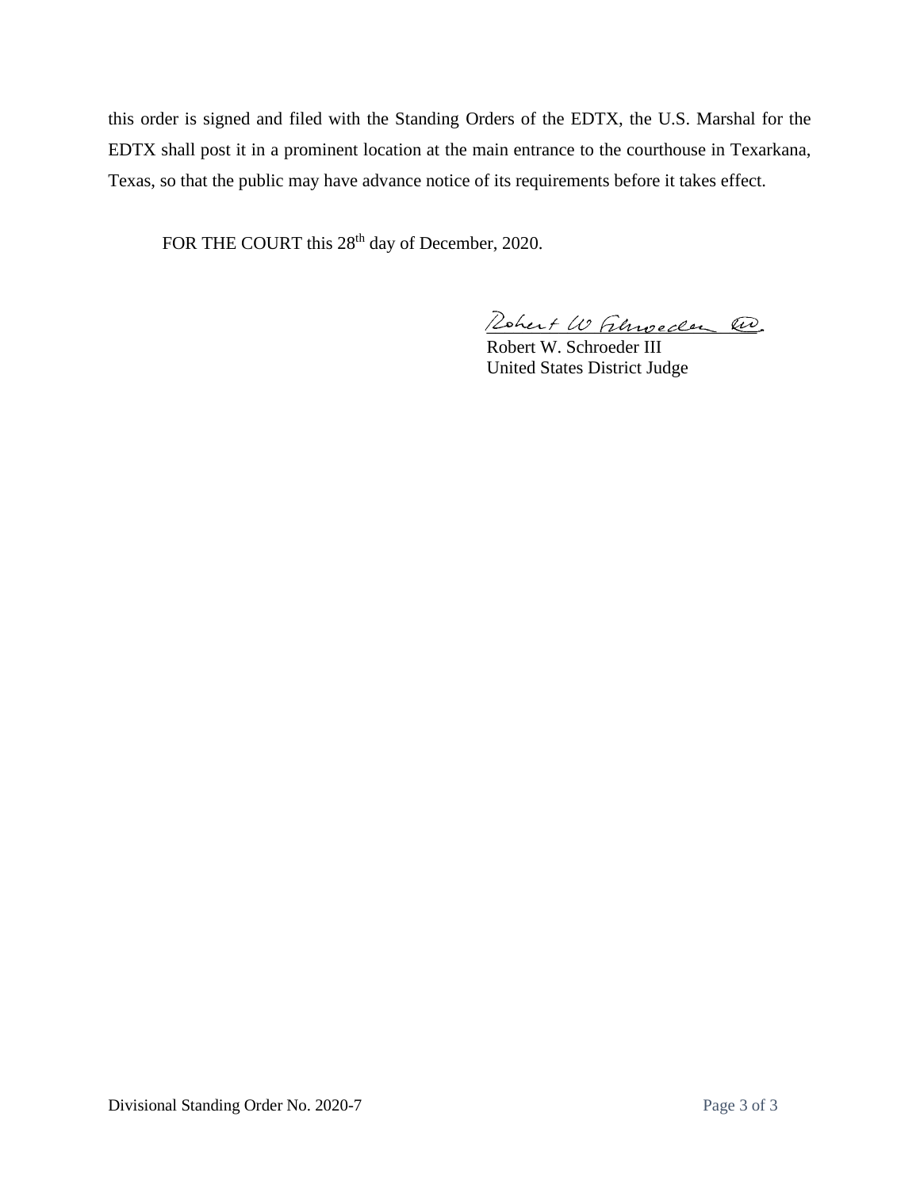this order is signed and filed with the Standing Orders of the EDTX, the U.S. Marshal for the EDTX shall post it in a prominent location at the main entrance to the courthouse in Texarkana, Texas, so that the public may have advance notice of its requirements before it takes effect.

FOR THE COURT this 28th day of December, 2020.

Robert W. Schroeder III
United States District Judge